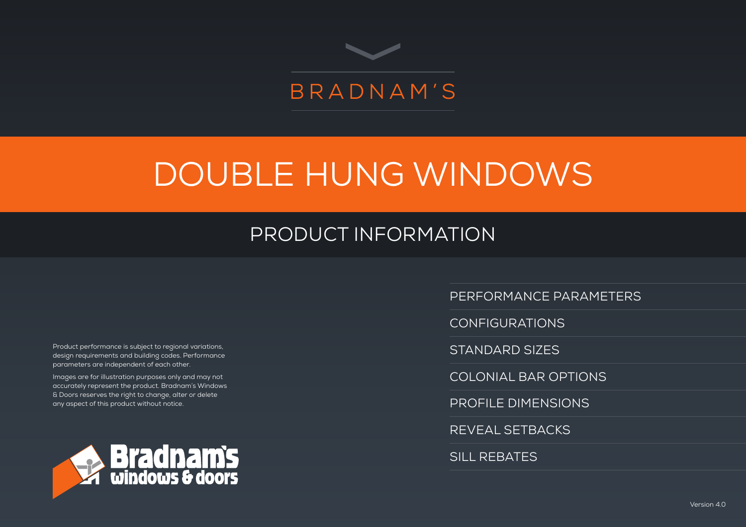BRADNAM'S

# DOUBLE HUNG WINDOWS

## PRODUCT INFORMATION

- PERFORMANCE PARAMETERS
- CONFIGURATIONS
- STANDARD SIZES
- COLONIAL BAR OPTIONS
- PROFILE DIMENSIONS
- REVEAL SETBACKS
- SILL REBATES

Product performance is subject to regional variations, design requirements and building codes. Performance parameters are independent of each other.

Images are for illustration purposes only and may not accurately represent the product. Bradnam's Windows & Doors reserves the right to change, alter or delete any aspect of this product without notice.

Bradnam's windows & doors

Version 4.0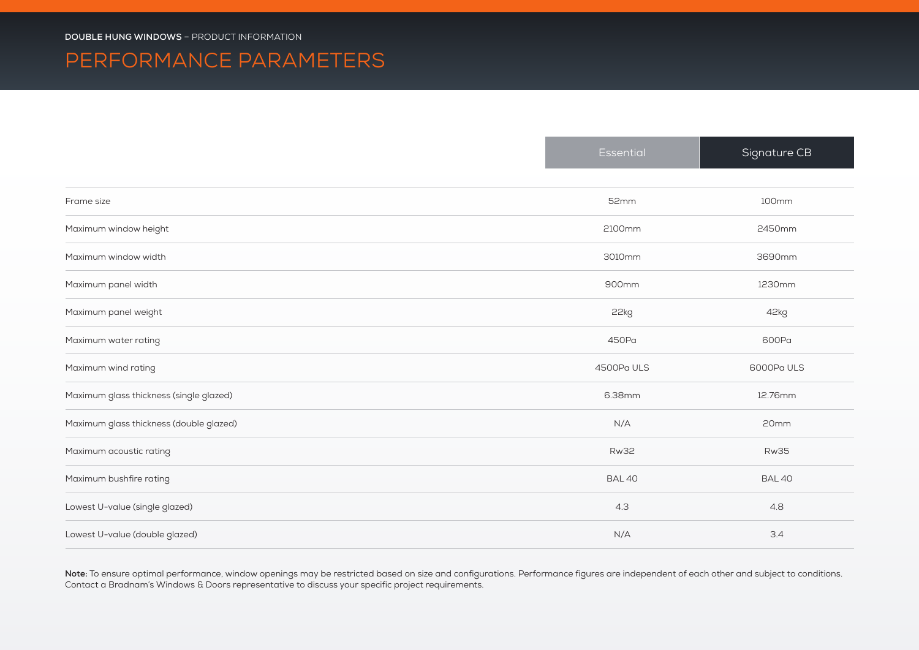**DOUBLE HUNG WINDOWS** – PRODUCT INFORMATION

# PERFORMANCE PARAMETERS

| | Essential | Signature CB |
|---|---|---|
| Frame size | 52mm | 100mm |
| Maximum window height | 2100mm | 2450mm |
| Maximum window width | 3010mm | 3690mm |
| Maximum panel width | 900mm | 1230mm |
| Maximum panel weight | 22kg | 42kg |
| Maximum water rating | 450Pa | 600Pa |
| Maximum wind rating | 4500Pa ULS | 6000Pa ULS |
| Maximum glass thickness (single glazed) | 6.38mm | 12.76mm |
| Maximum glass thickness (double glazed) | N/A | 20mm |
| Maximum acoustic rating | Rw32 | Rw35 |
| Maximum bushfire rating | BAL 40 | BAL 40 |
| Lowest U-value (single glazed) | 4.3 | 4.8 |
| Lowest U-value (double glazed) | N/A | 3.4 |

**Note:** To ensure optimal performance, window openings may be restricted based on size and configurations. Performance figures are independent of each other and subject to conditions. Contact a Bradnam's Windows & Doors representative to discuss your specific project requirements.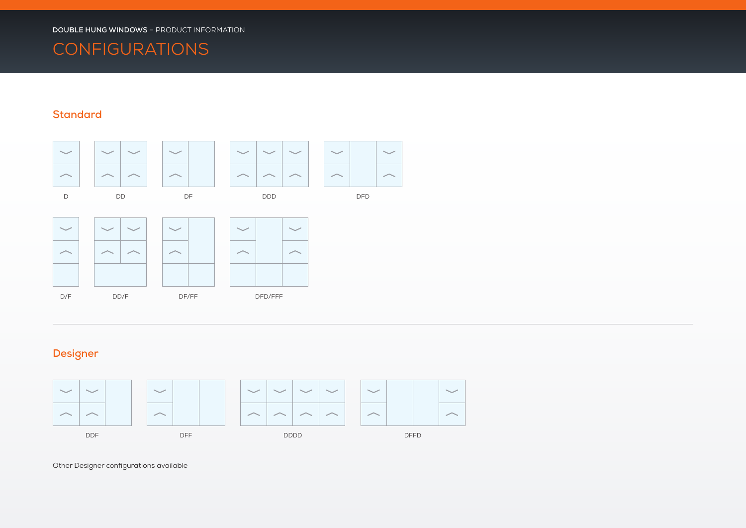DOUBLE HUNG WINDOWS – PRODUCT INFORMATION

# CONFIGURATIONS

## Standard

D

DD

DF

DDD

DFD

D/F

DD/F

DF/FF

DFD/FFF

## Designer

DDF

DFF

DDDD

DFFD

Other Designer configurations available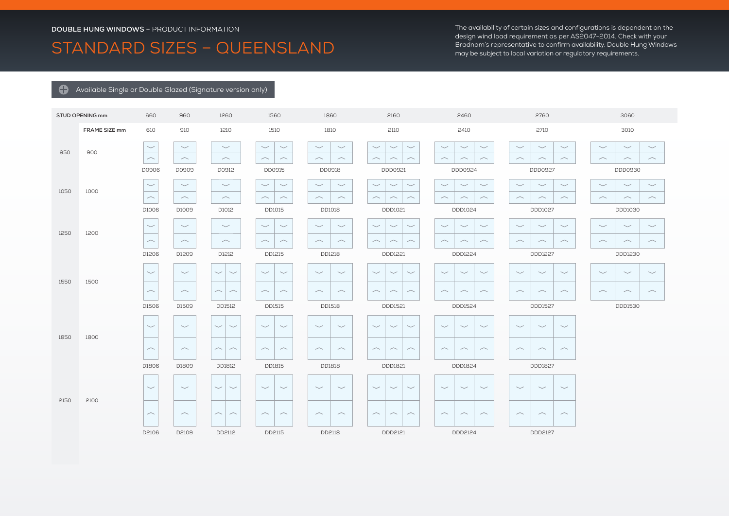**DOUBLE HUNG WINDOWS** – PRODUCT INFORMATION

# STANDARD SIZES – QUEENSLAND

The availability of certain sizes and configurations is dependent on the design wind load requirement as per AS2047-2014. Check with your Bradnam's representative to confirm availability. Double Hung Windows may be subject to local variation or regulatory requirements.

Available Single or Double Glazed (Signature version only)

| STUD OPENING mm | | 660 | 960 | 1260 | 1560 | 1860 | 2160 | 2460 | 2760 | 3060 |
|---|---|---|---|---|---|---|---|---|---|---|
| | FRAME SIZE mm | 610 | 910 | 1210 | 1510 | 1810 | 2110 | 2410 | 2710 | 3010 |
| 950 | 900 | D0906 | D0909 | D0912 | DD0915 | DD0918 | DDD0921 | DDD0924 | DDD0927 | DDD0930 |
| 1050 | 1000 | D1006 | D1009 | D1012 | DD1015 | DD1018 | DDD1021 | DDD1024 | DDD1027 | DDD1030 |
| 1250 | 1200 | D1206 | D1209 | D1212 | DD1215 | DD1218 | DDD1221 | DDD1224 | DDD1227 | DDD1230 |
| 1550 | 1500 | D1506 | D1509 | DD1512 | DD1515 | DD1518 | DDD1521 | DDD1524 | DDD1527 | DDD1530 |
| 1850 | 1800 | D1806 | D1809 | DD1812 | DD1815 | DD1818 | DDD1821 | DDD1824 | DDD1827 | |
| 2150 | 2100 | D2106 | D2109 | DD2112 | DD2115 | DD2118 | DDD2121 | DDD2124 | DDD2127 | |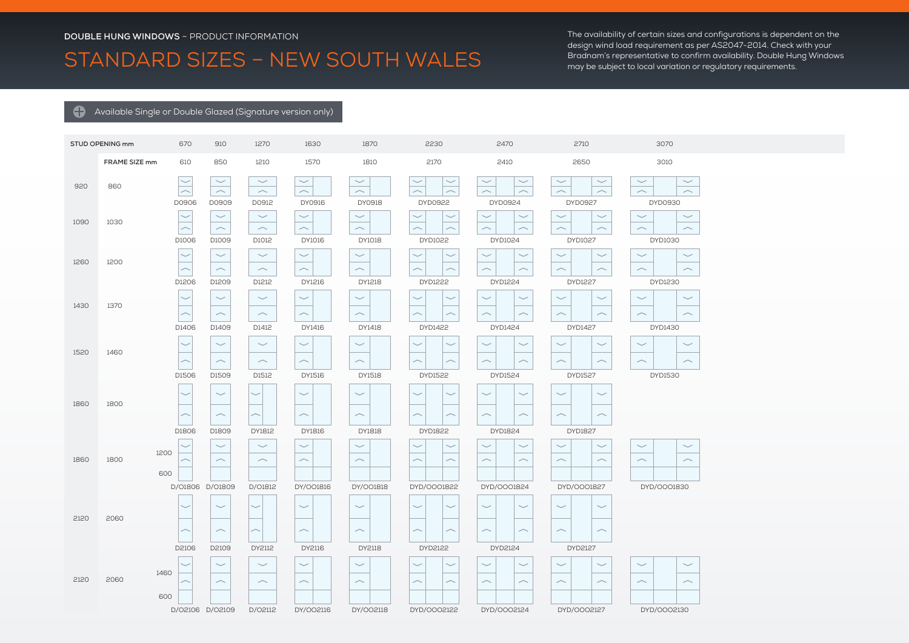**DOUBLE HUNG WINDOWS** – PRODUCT INFORMATION

# STANDARD SIZES – NEW SOUTH WALES

The availability of certain sizes and configurations is dependent on the design wind load requirement as per AS2047-2014. Check with your Bradnam's representative to confirm availability. Double Hung Windows may be subject to local variation or regulatory requirements.

Available Single or Double Glazed (Signature version only)

| STUD OPENING mm | | | 670 | 910 | 1270 | 1630 | 1870 | 2230 | 2470 | 2710 | 3070 |
|---|---|---|---|---|---|---|---|---|---|---|---|
| | FRAME SIZE mm | | 610 | 850 | 1210 | 1570 | 1810 | 2170 | 2410 | 2650 | 3010 |
| 920 | 860 | | D0906 | D0909 | D0912 | DY0916 | DY0918 | DYD0922 | DYD0924 | DYD0927 | DYD0930 |
| 1090 | 1030 | | D1006 | D1009 | D1012 | DY1016 | DY1018 | DYD1022 | DYD1024 | DYD1027 | DYD1030 |
| 1260 | 1200 | | D1206 | D1209 | D1212 | DY1216 | DY1218 | DYD1222 | DYD1224 | DYD1227 | DYD1230 |
| 1430 | 1370 | | D1406 | D1409 | D1412 | DY1416 | DY1418 | DYD1422 | DYD1424 | DYD1427 | DYD1430 |
| 1520 | 1460 | | D1506 | D1509 | D1512 | DY1516 | DY1518 | DYD1522 | DYD1524 | DYD1527 | DYD1530 |
| 1860 | 1800 | | D1806 | D1809 | DY1812 | DY1816 | DY1818 | DYD1822 | DYD1824 | DYD1827 | |
| 1860 | 1800 | 1200 / 600 | D/O1806 | D/O1809 | D/O1812 | DY/OO1816 | DY/OO1818 | DYD/OOO1822 | DYD/OOO1824 | DYD/OOO1827 | DYD/OOO1830 |
| 2120 | 2060 | | D2106 | D2109 | DY2112 | DY2116 | DY2118 | DYD2122 | DYD2124 | DYD2127 | |
| 2120 | 2060 | 1460 / 600 | D/O2106 | D/O2109 | D/O2112 | DY/OO2116 | DY/OO2118 | DYD/OOO2122 | DYD/OOO2124 | DYD/OOO2127 | DYD/OOO2130 |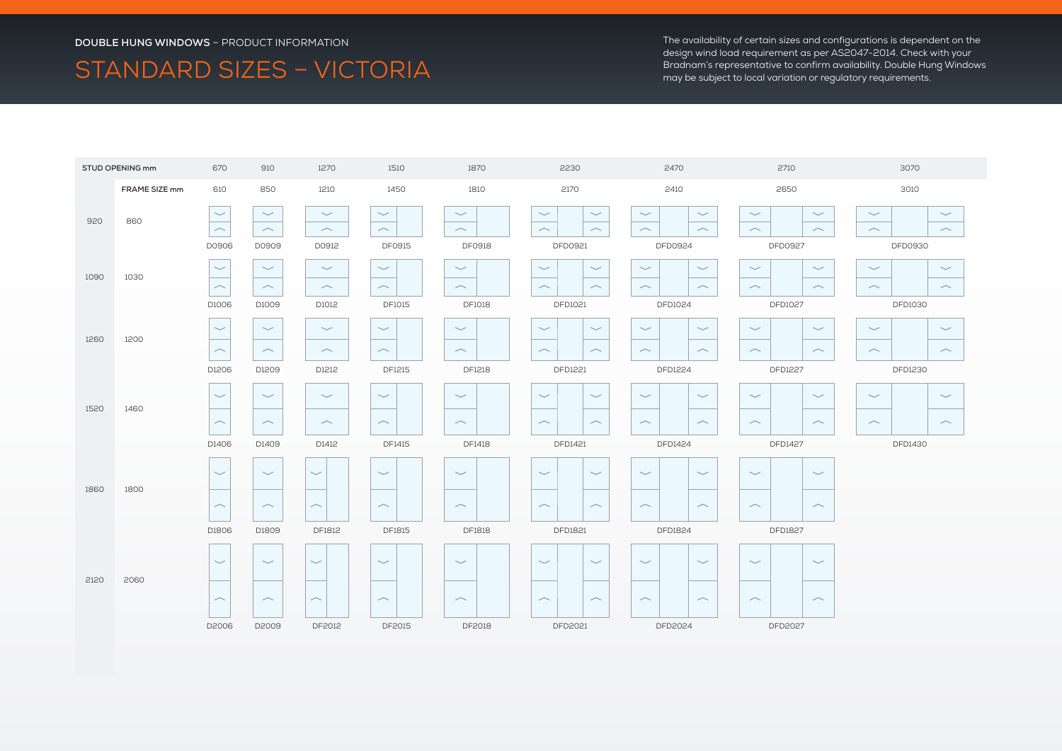**DOUBLE HUNG WINDOWS** – PRODUCT INFORMATION

# STANDARD SIZES – VICTORIA

The availability of certain sizes and configurations is dependent on the design wind load requirement as per AS2047-2014. Check with your Bradnam's representative to confirm availability. Double Hung Windows may be subject to local variation or regulatory requirements.

| STUD OPENING mm | | 670 | 910 | 1270 | 1510 | 1870 | 2230 | 2470 | 2710 | 3070 |
|---|---|---|---|---|---|---|---|---|---|---|
| | FRAME SIZE mm | 610 | 850 | 1210 | 1450 | 1810 | 2170 | 2410 | 2650 | 3010 |
| 920 | 860 | D0906 | D0909 | D0912 | DF0915 | DF0918 | DFD0921 | DFD0924 | DFD0927 | DFD0930 |
| 1090 | 1030 | D1006 | D1009 | D1012 | DF1015 | DF1018 | DFD1021 | DFD1024 | DFD1027 | DFD1030 |
| 1260 | 1200 | D1206 | D1209 | D1212 | DF1215 | DF1218 | DFD1221 | DFD1224 | DFD1227 | DFD1230 |
| 1520 | 1460 | D1406 | D1409 | D1412 | DF1415 | DF1418 | DFD1421 | DFD1424 | DFD1427 | DFD1430 |
| 1860 | 1800 | D1806 | D1809 | DF1812 | DF1815 | DF1818 | DFD1821 | DFD1824 | DFD1827 | |
| 2120 | 2060 | D2006 | D2009 | DF2012 | DF2015 | DF2018 | DFD2021 | DFD2024 | DFD2027 | |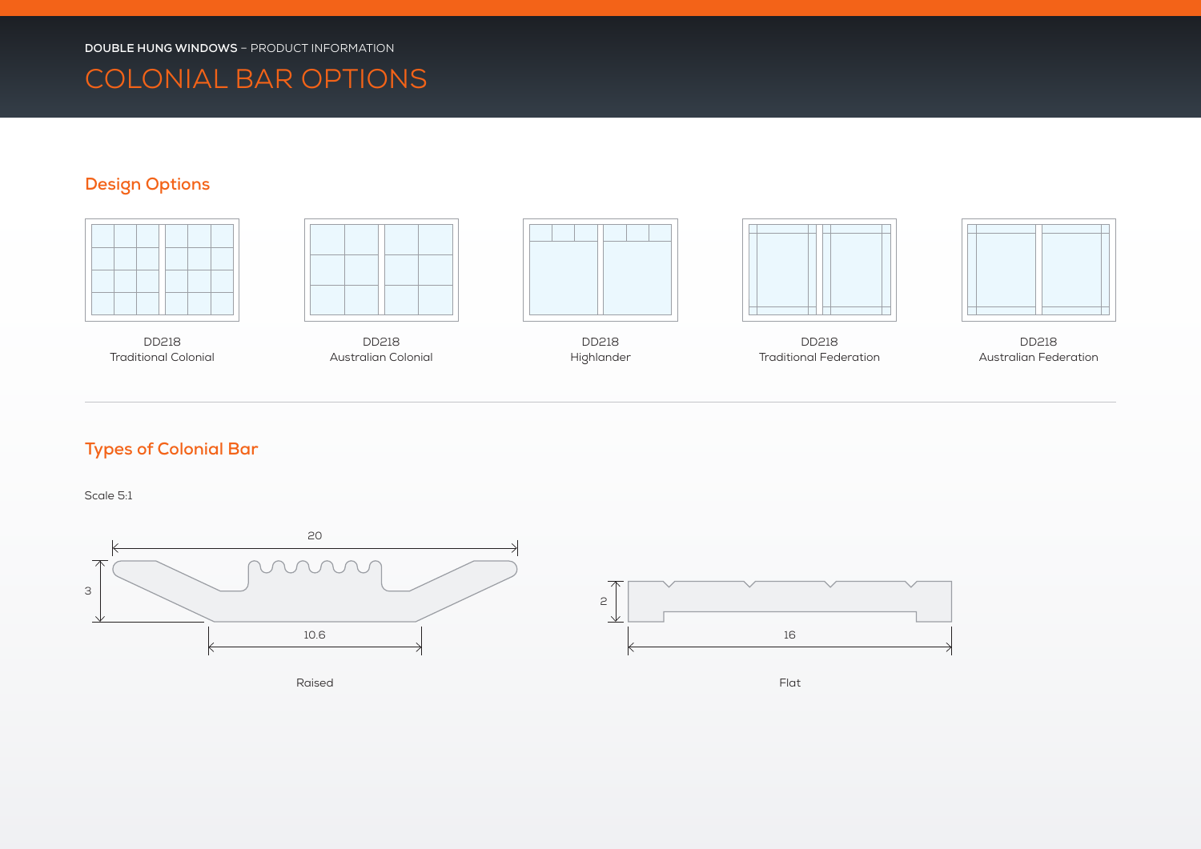**DOUBLE HUNG WINDOWS** – PRODUCT INFORMATION

# COLONIAL BAR OPTIONS

## Design Options

DD218
Traditional Colonial

DD218
Australian Colonial

DD218
Highlander

DD218
Traditional Federation

DD218
Australian Federation

## Types of Colonial Bar

Scale 5:1

20

3

10.6

Raised

2

16

Flat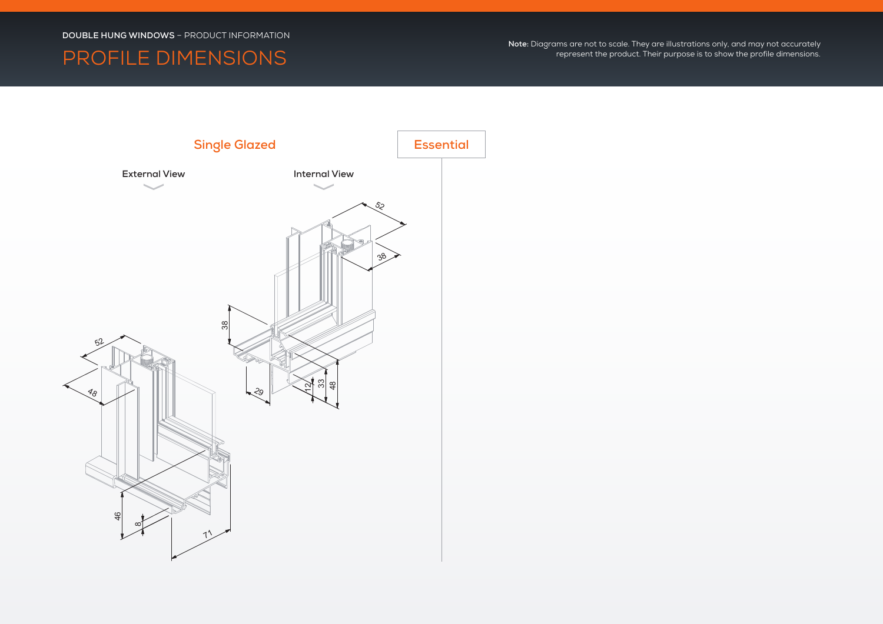**DOUBLE HUNG WINDOWS** – PRODUCT INFORMATION

# PROFILE DIMENSIONS

**Note:** Diagrams are not to scale. They are illustrations only, and may not accurately represent the product. Their purpose is to show the profile dimensions.

## Single Glazed

### Essential

**External View**

52
48
46
8
71

**Internal View**

52
38
38
29
12
33
48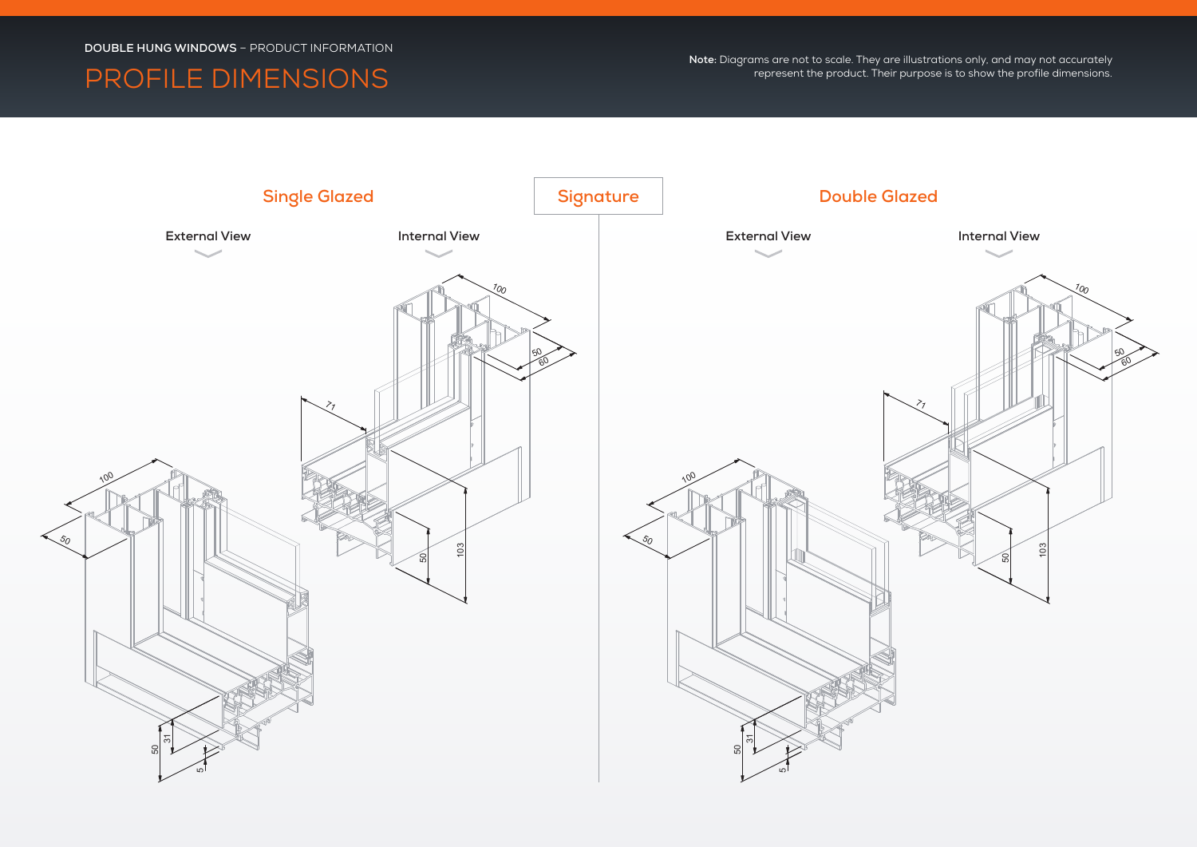DOUBLE HUNG WINDOWS – PRODUCT INFORMATION

# PROFILE DIMENSIONS

**Note:** Diagrams are not to scale. They are illustrations only, and may not accurately represent the product. Their purpose is to show the profile dimensions.

## Signature

### Single Glazed

External View

Internal View

### Double Glazed

External View

Internal View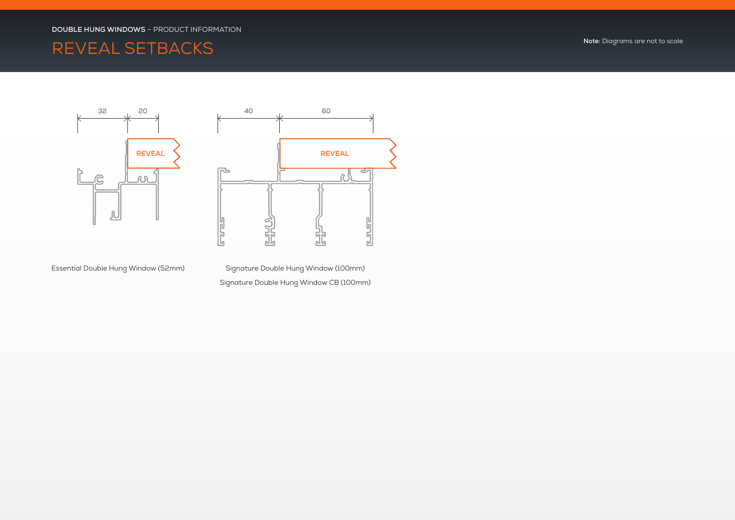**DOUBLE HUNG WINDOWS** – PRODUCT INFORMATION

# REVEAL SETBACKS

**Note:** Diagrams are not to scale

32 | 20

REVEAL

Essential Double Hung Window (52mm)

40 | 60

REVEAL

Signature Double Hung Window (100mm)

Signature Double Hung Window CB (100mm)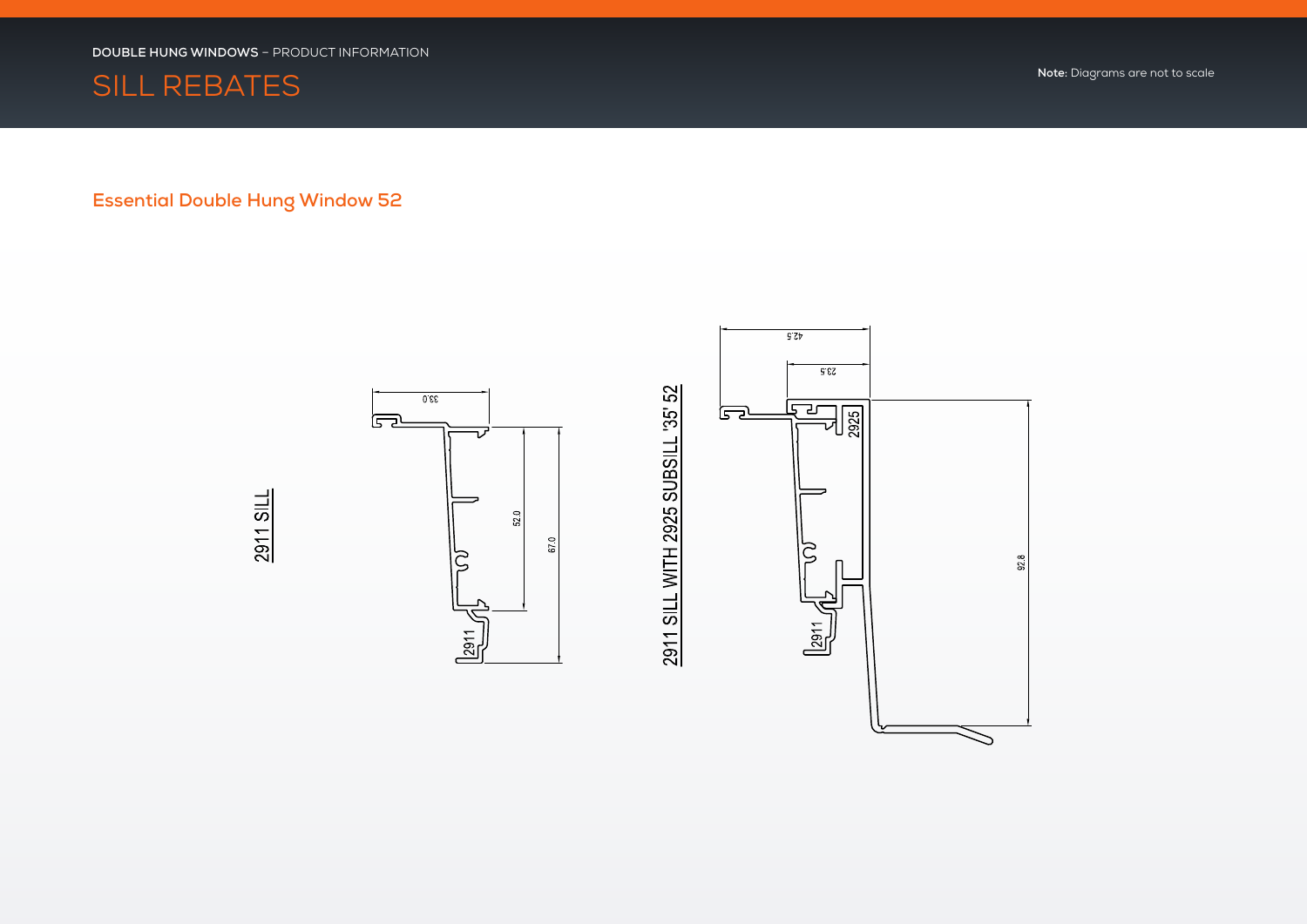DOUBLE HUNG WINDOWS – PRODUCT INFORMATION

# SILL REBATES

Note: Diagrams are not to scale

## Essential Double Hung Window 52

2911 SILL

33.0

52.0

67.0

2911

2911 SILL WITH 2925 SUBSILL '35' 52

42.5

23.5

2925

92.8

2911